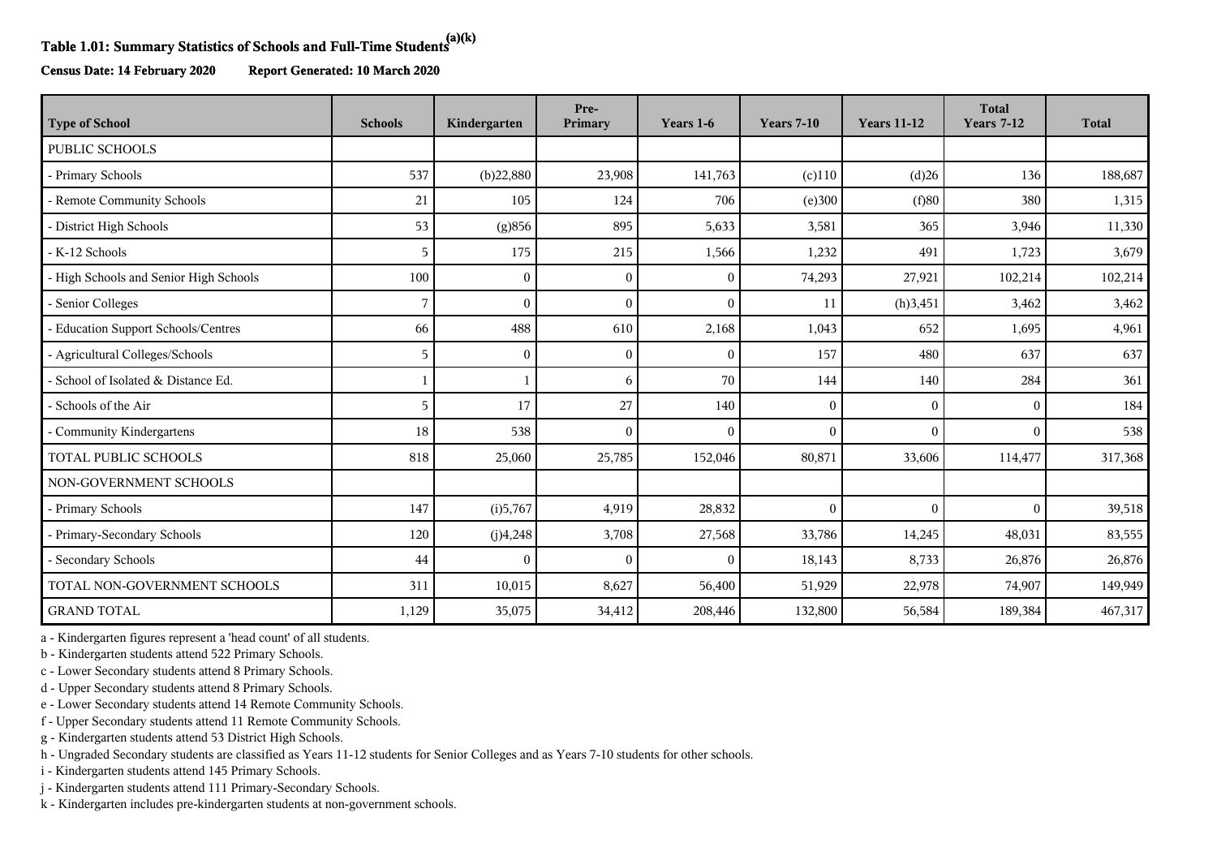**Table 1.01: Summary Statistics of Schools and Full-Time Students[(a)(k)]**

**Census Date: 14 February 2020 Report Generated: 10 March 2020**

| Type of School | Schools | Kindergarten | Pre-Primary | Years 1-6 | Years 7-10 | Years 11-12 | Total Years 7-12 | Total |
|---|---|---|---|---|---|---|---|---|
| PUBLIC SCHOOLS | | | | | | | | |
| - Primary Schools | 537 | (b)22,880 | 23,908 | 141,763 | (c)110 | (d)26 | 136 | 188,687 |
| - Remote Community Schools | 21 | 105 | 124 | 706 | (e)300 | (f)80 | 380 | 1,315 |
| - District High Schools | 53 | (g)856 | 895 | 5,633 | 3,581 | 365 | 3,946 | 11,330 |
| - K-12 Schools | 5 | 175 | 215 | 1,566 | 1,232 | 491 | 1,723 | 3,679 |
| - High Schools and Senior High Schools | 100 | 0 | 0 | 0 | 74,293 | 27,921 | 102,214 | 102,214 |
| - Senior Colleges | 7 | 0 | 0 | 0 | 11 | (h)3,451 | 3,462 | 3,462 |
| - Education Support Schools/Centres | 66 | 488 | 610 | 2,168 | 1,043 | 652 | 1,695 | 4,961 |
| - Agricultural Colleges/Schools | 5 | 0 | 0 | 0 | 157 | 480 | 637 | 637 |
| - School of Isolated & Distance Ed. | 1 | 1 | 6 | 70 | 144 | 140 | 284 | 361 |
| - Schools of the Air | 5 | 17 | 27 | 140 | 0 | 0 | 0 | 184 |
| - Community Kindergartens | 18 | 538 | 0 | 0 | 0 | 0 | 0 | 538 |
| TOTAL PUBLIC SCHOOLS | 818 | 25,060 | 25,785 | 152,046 | 80,871 | 33,606 | 114,477 | 317,368 |
| NON-GOVERNMENT SCHOOLS | | | | | | | | |
| - Primary Schools | 147 | (i)5,767 | 4,919 | 28,832 | 0 | 0 | 0 | 39,518 |
| - Primary-Secondary Schools | 120 | (j)4,248 | 3,708 | 27,568 | 33,786 | 14,245 | 48,031 | 83,555 |
| - Secondary Schools | 44 | 0 | 0 | 0 | 18,143 | 8,733 | 26,876 | 26,876 |
| TOTAL NON-GOVERNMENT SCHOOLS | 311 | 10,015 | 8,627 | 56,400 | 51,929 | 22,978 | 74,907 | 149,949 |
| GRAND TOTAL | 1,129 | 35,075 | 34,412 | 208,446 | 132,800 | 56,584 | 189,384 | 467,317 |

a - Kindergarten figures represent a 'head count' of all students.
b - Kindergarten students attend 522 Primary Schools.
c - Lower Secondary students attend 8 Primary Schools.
d - Upper Secondary students attend 8 Primary Schools.
e - Lower Secondary students attend 14 Remote Community Schools.
f - Upper Secondary students attend 11 Remote Community Schools.
g - Kindergarten students attend 53 District High Schools.
h - Ungraded Secondary students are classified as Years 11-12 students for Senior Colleges and as Years 7-10 students for other schools.
i - Kindergarten students attend 145 Primary Schools.
j - Kindergarten students attend 111 Primary-Secondary Schools.
k - Kindergarten includes pre-kindergarten students at non-government schools.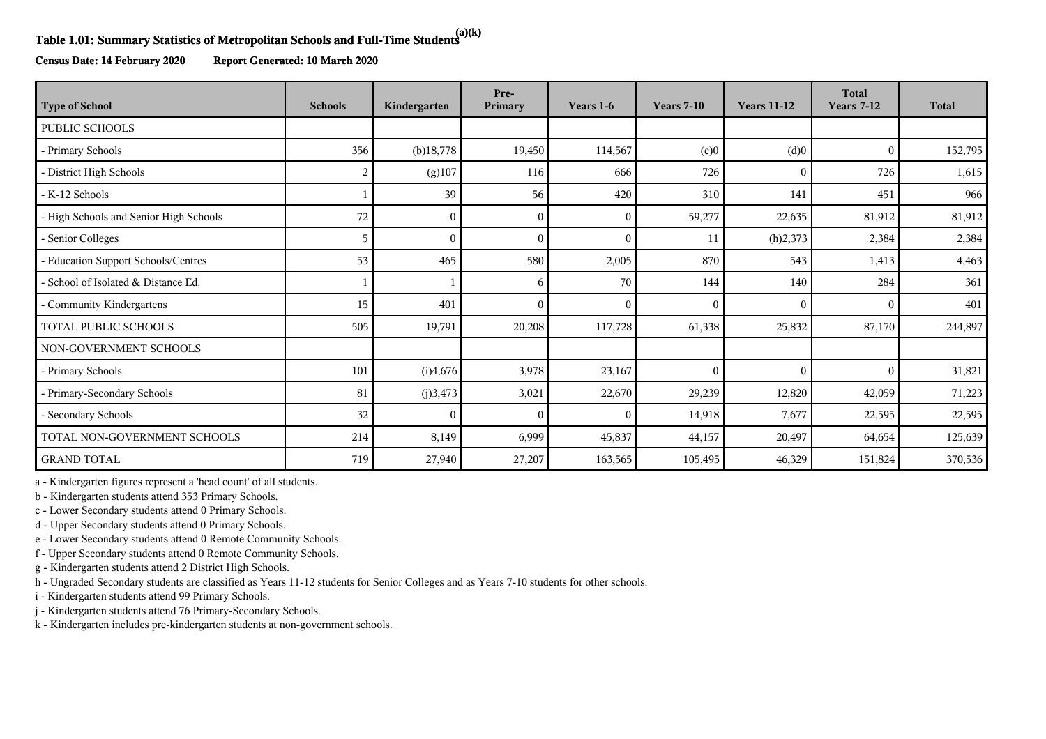# Table 1.01: Summary Statistics of Metropolitan Schools and Full-Time Students[(a)(k)]

**Census Date: 14 February 2020 Report Generated: 10 March 2020**

| Type of School | Schools | Kindergarten | Pre-Primary | Years 1-6 | Years 7-10 | Years 11-12 | Total Years 7-12 | Total |
|---|---|---|---|---|---|---|---|---|
| PUBLIC SCHOOLS | | | | | | | | |
| - Primary Schools | 356 | (b)18,778 | 19,450 | 114,567 | (c)0 | (d)0 | 0 | 152,795 |
| - District High Schools | 2 | (g)107 | 116 | 666 | 726 | 0 | 726 | 1,615 |
| - K-12 Schools | 1 | 39 | 56 | 420 | 310 | 141 | 451 | 966 |
| - High Schools and Senior High Schools | 72 | 0 | 0 | 0 | 59,277 | 22,635 | 81,912 | 81,912 |
| - Senior Colleges | 5 | 0 | 0 | 0 | 11 | (h)2,373 | 2,384 | 2,384 |
| - Education Support Schools/Centres | 53 | 465 | 580 | 2,005 | 870 | 543 | 1,413 | 4,463 |
| - School of Isolated & Distance Ed. | 1 | 1 | 6 | 70 | 144 | 140 | 284 | 361 |
| - Community Kindergartens | 15 | 401 | 0 | 0 | 0 | 0 | 0 | 401 |
| TOTAL PUBLIC SCHOOLS | 505 | 19,791 | 20,208 | 117,728 | 61,338 | 25,832 | 87,170 | 244,897 |
| NON-GOVERNMENT SCHOOLS | | | | | | | | |
| - Primary Schools | 101 | (i)4,676 | 3,978 | 23,167 | 0 | 0 | 0 | 31,821 |
| - Primary-Secondary Schools | 81 | (j)3,473 | 3,021 | 22,670 | 29,239 | 12,820 | 42,059 | 71,223 |
| - Secondary Schools | 32 | 0 | 0 | 0 | 14,918 | 7,677 | 22,595 | 22,595 |
| TOTAL NON-GOVERNMENT SCHOOLS | 214 | 8,149 | 6,999 | 45,837 | 44,157 | 20,497 | 64,654 | 125,639 |
| GRAND TOTAL | 719 | 27,940 | 27,207 | 163,565 | 105,495 | 46,329 | 151,824 | 370,536 |

a - Kindergarten figures represent a 'head count' of all students.
b - Kindergarten students attend 353 Primary Schools.
c - Lower Secondary students attend 0 Primary Schools.
d - Upper Secondary students attend 0 Primary Schools.
e - Lower Secondary students attend 0 Remote Community Schools.
f - Upper Secondary students attend 0 Remote Community Schools.
g - Kindergarten students attend 2 District High Schools.
h - Ungraded Secondary students are classified as Years 11-12 students for Senior Colleges and as Years 7-10 students for other schools.
i - Kindergarten students attend 99 Primary Schools.
j - Kindergarten students attend 76 Primary-Secondary Schools.
k - Kindergarten includes pre-kindergarten students at non-government schools.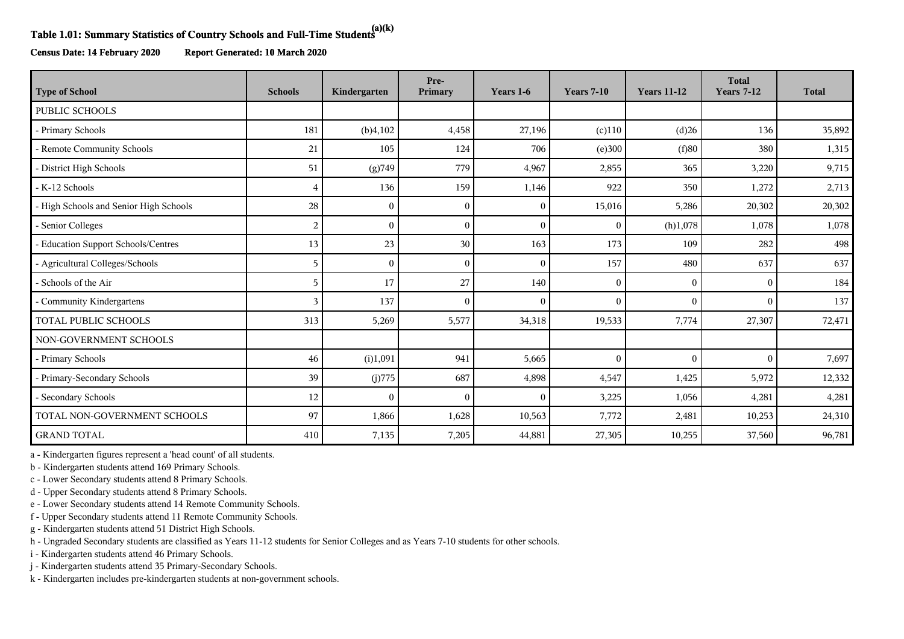**Table 1.01: Summary Statistics of Country Schools and Full-Time Students[(a)(k)]**

**Census Date: 14 February 2020** **Report Generated: 10 March 2020**

| Type of School | Schools | Kindergarten | Pre-Primary | Years 1-6 | Years 7-10 | Years 11-12 | Total Years 7-12 | Total |
|---|---|---|---|---|---|---|---|---|
| PUBLIC SCHOOLS | | | | | | | | |
| - Primary Schools | 181 | (b)4,102 | 4,458 | 27,196 | (c)110 | (d)26 | 136 | 35,892 |
| - Remote Community Schools | 21 | 105 | 124 | 706 | (e)300 | (f)80 | 380 | 1,315 |
| - District High Schools | 51 | (g)749 | 779 | 4,967 | 2,855 | 365 | 3,220 | 9,715 |
| - K-12 Schools | 4 | 136 | 159 | 1,146 | 922 | 350 | 1,272 | 2,713 |
| - High Schools and Senior High Schools | 28 | 0 | 0 | 0 | 15,016 | 5,286 | 20,302 | 20,302 |
| - Senior Colleges | 2 | 0 | 0 | 0 | 0 | (h)1,078 | 1,078 | 1,078 |
| - Education Support Schools/Centres | 13 | 23 | 30 | 163 | 173 | 109 | 282 | 498 |
| - Agricultural Colleges/Schools | 5 | 0 | 0 | 0 | 157 | 480 | 637 | 637 |
| - Schools of the Air | 5 | 17 | 27 | 140 | 0 | 0 | 0 | 184 |
| - Community Kindergartens | 3 | 137 | 0 | 0 | 0 | 0 | 0 | 137 |
| TOTAL PUBLIC SCHOOLS | 313 | 5,269 | 5,577 | 34,318 | 19,533 | 7,774 | 27,307 | 72,471 |
| NON-GOVERNMENT SCHOOLS | | | | | | | | |
| - Primary Schools | 46 | (i)1,091 | 941 | 5,665 | 0 | 0 | 0 | 7,697 |
| - Primary-Secondary Schools | 39 | (j)775 | 687 | 4,898 | 4,547 | 1,425 | 5,972 | 12,332 |
| - Secondary Schools | 12 | 0 | 0 | 0 | 3,225 | 1,056 | 4,281 | 4,281 |
| TOTAL NON-GOVERNMENT SCHOOLS | 97 | 1,866 | 1,628 | 10,563 | 7,772 | 2,481 | 10,253 | 24,310 |
| GRAND TOTAL | 410 | 7,135 | 7,205 | 44,881 | 27,305 | 10,255 | 37,560 | 96,781 |

a - Kindergarten figures represent a 'head count' of all students.
b - Kindergarten students attend 169 Primary Schools.
c - Lower Secondary students attend 8 Primary Schools.
d - Upper Secondary students attend 8 Primary Schools.
e - Lower Secondary students attend 14 Remote Community Schools.
f - Upper Secondary students attend 11 Remote Community Schools.
g - Kindergarten students attend 51 District High Schools.
h - Ungraded Secondary students are classified as Years 11-12 students for Senior Colleges and as Years 7-10 students for other schools.
i - Kindergarten students attend 46 Primary Schools.
j - Kindergarten students attend 35 Primary-Secondary Schools.
k - Kindergarten includes pre-kindergarten students at non-government schools.